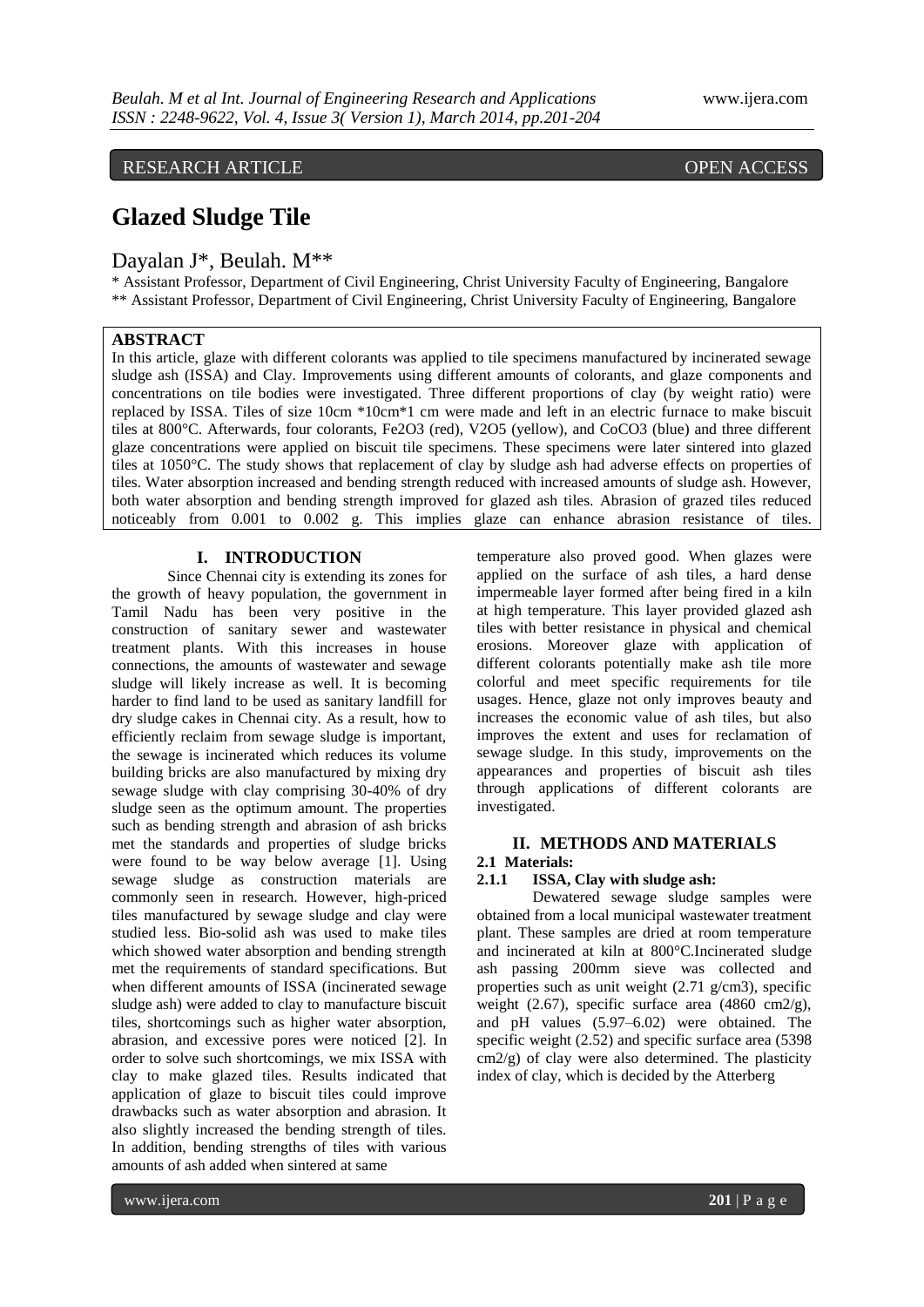RESEARCH ARTICLE OPEN ACCESS

# Glazed Sludge Tile

Dayalan J*, Beulah. M**

\* Assistant Professor, Department of Civil Engineering, Christ University Faculty of Engineering, Bangalore
\** Assistant Professor, Department of Civil Engineering, Christ University Faculty of Engineering, Bangalore

## ABSTRACT

In this article, glaze with different colorants was applied to tile specimens manufactured by incinerated sewage sludge ash (ISSA) and Clay. Improvements using different amounts of colorants, and glaze components and concentrations on tile bodies were investigated. Three different proportions of clay (by weight ratio) were replaced by ISSA. Tiles of size 10cm *10cm*1 cm were made and left in an electric furnace to make biscuit tiles at 800°C. Afterwards, four colorants, $Fe_2O_3$ (red), $V_2O_5$ (yellow), and $CoCO_3$ (blue) and three different glaze concentrations were applied on biscuit tile specimens. These specimens were later sintered into glazed tiles at 1050°C. The study shows that replacement of clay by sludge ash had adverse effects on properties of tiles. Water absorption increased and bending strength reduced with increased amounts of sludge ash. However, both water absorption and bending strength improved for glazed ash tiles. Abrasion of grazed tiles reduced noticeably from 0.001 to 0.002 g. This implies glaze can enhance abrasion resistance of tiles.

## I. INTRODUCTION

Since Chennai city is extending its zones for the growth of heavy population, the government in Tamil Nadu has been very positive in the construction of sanitary sewer and wastewater treatment plants. With this increases in house connections, the amounts of wastewater and sewage sludge will likely increase as well. It is becoming harder to find land to be used as sanitary landfill for dry sludge cakes in Chennai city. As a result, how to efficiently reclaim from sewage sludge is important, the sewage is incinerated which reduces its volume building bricks are also manufactured by mixing dry sewage sludge with clay comprising 30-40% of dry sludge seen as the optimum amount. The properties such as bending strength and abrasion of ash bricks met the standards and properties of sludge bricks were found to be way below average [1]. Using sewage sludge as construction materials are commonly seen in research. However, high-priced tiles manufactured by sewage sludge and clay were studied less. Bio-solid ash was used to make tiles which showed water absorption and bending strength met the requirements of standard specifications. But when different amounts of ISSA (incinerated sewage sludge ash) were added to clay to manufacture biscuit tiles, shortcomings such as higher water absorption, abrasion, and excessive pores were noticed [2]. In order to solve such shortcomings, we mix ISSA with clay to make glazed tiles. Results indicated that application of glaze to biscuit tiles could improve drawbacks such as water absorption and abrasion. It also slightly increased the bending strength of tiles. In addition, bending strengths of tiles with various amounts of ash added when sintered at same temperature also proved good. When glazes were applied on the surface of ash tiles, a hard dense impermeable layer formed after being fired in a kiln at high temperature. This layer provided glazed ash tiles with better resistance in physical and chemical erosions. Moreover glaze with application of different colorants potentially make ash tile more colorful and meet specific requirements for tile usages. Hence, glaze not only improves beauty and increases the economic value of ash tiles, but also improves the extent and uses for reclamation of sewage sludge. In this study, improvements on the appearances and properties of biscuit ash tiles through applications of different colorants are investigated.

## II. METHODS AND MATERIALS

### 2.1 Materials:

#### 2.1.1 ISSA, Clay with sludge ash:

Dewatered sewage sludge samples were obtained from a local municipal wastewater treatment plant. These samples are dried at room temperature and incinerated at kiln at 800°C.Incinerated sludge ash passing 200mm sieve was collected and properties such as unit weight (2.71 g/cm3), specific weight (2.67), specific surface area (4860 cm2/g), and pH values (5.97–6.02) were obtained. The specific weight (2.52) and specific surface area (5398 cm2/g) of clay were also determined. The plasticity index of clay, which is decided by the Atterberg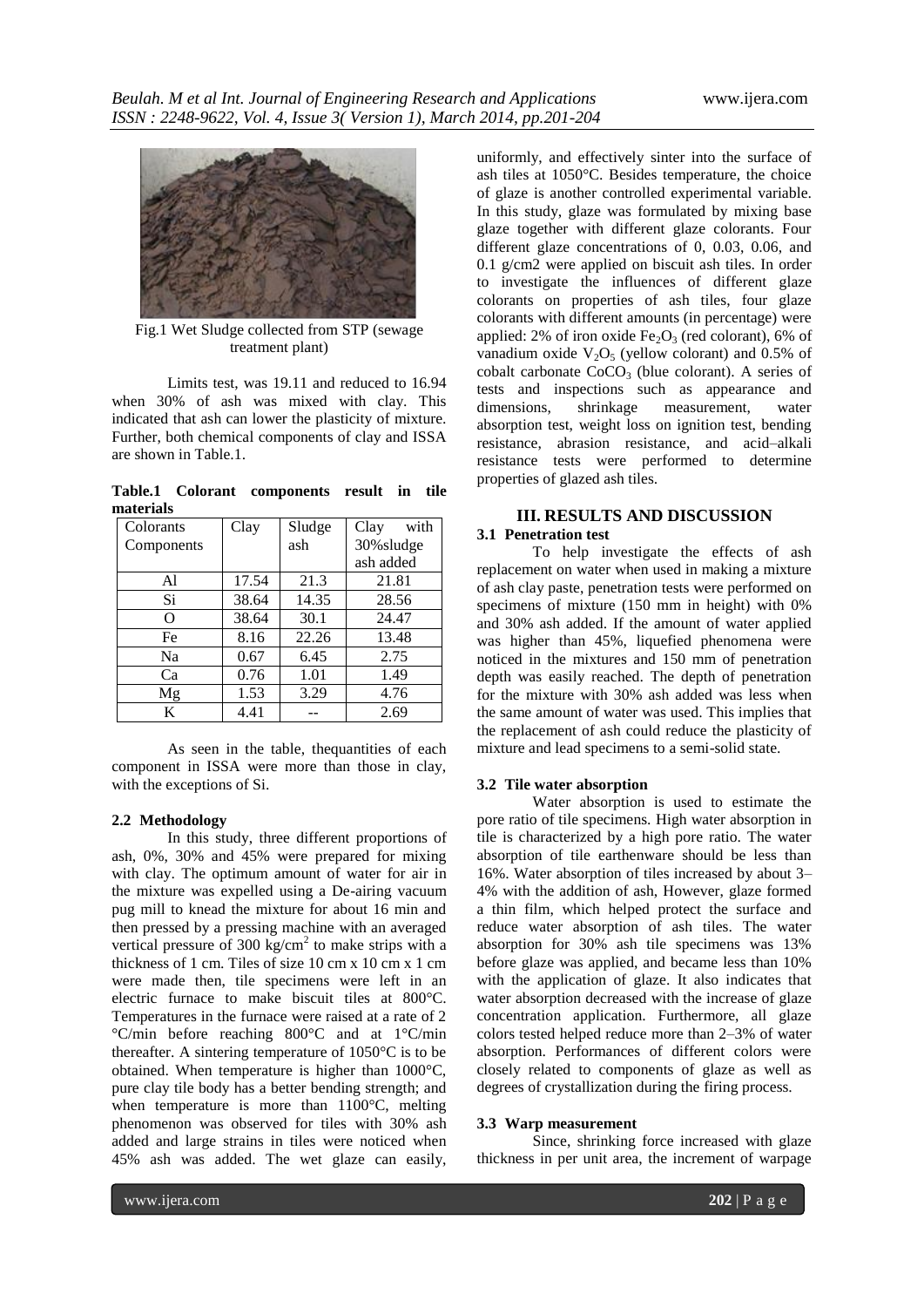Fig.1 Wet Sludge collected from STP (sewage treatment plant)

Limits test, was 19.11 and reduced to 16.94 when 30% of ash was mixed with clay. This indicated that ash can lower the plasticity of mixture. Further, both chemical components of clay and ISSA are shown in Table.1.

**Table.1 Colorant components result in tile materials**

| Colorants Components | Clay | Sludge ash | Clay with 30%sludge ash added |
|---|---|---|---|
| Al | 17.54 | 21.3 | 21.81 |
| Si | 38.64 | 14.35 | 28.56 |
| O | 38.64 | 30.1 | 24.47 |
| Fe | 8.16 | 22.26 | 13.48 |
| Na | 0.67 | 6.45 | 2.75 |
| Ca | 0.76 | 1.01 | 1.49 |
| Mg | 1.53 | 3.29 | 4.76 |
| K | 4.41 | -- | 2.69 |

As seen in the table, thequantities of each component in ISSA were more than those in clay, with the exceptions of Si.

### 2.2 Methodology

In this study, three different proportions of ash, 0%, 30% and 45% were prepared for mixing with clay. The optimum amount of water for air in the mixture was expelled using a De-airing vacuum pug mill to knead the mixture for about 16 min and then pressed by a pressing machine with an averaged vertical pressure of 300 kg/cm$^2$ to make strips with a thickness of 1 cm. Tiles of size 10 cm x 10 cm x 1 cm were made then, tile specimens were left in an electric furnace to make biscuit tiles at 800°C. Temperatures in the furnace were raised at a rate of 2 °C/min before reaching 800°C and at 1°C/min thereafter. A sintering temperature of 1050°C is to be obtained. When temperature is higher than 1000°C, pure clay tile body has a better bending strength; and when temperature is more than 1100°C, melting phenomenon was observed for tiles with 30% ash added and large strains in tiles were noticed when 45% ash was added. The wet glaze can easily, uniformly, and effectively sinter into the surface of ash tiles at 1050°C. Besides temperature, the choice of glaze is another controlled experimental variable. In this study, glaze was formulated by mixing base glaze together with different glaze colorants. Four different glaze concentrations of 0, 0.03, 0.06, and 0.1 g/cm2 were applied on biscuit ash tiles. In order to investigate the influences of different glaze colorants on properties of ash tiles, four glaze colorants with different amounts (in percentage) were applied: 2% of iron oxide $Fe_2O_3$ (red colorant), 6% of vanadium oxide $V_2O_5$ (yellow colorant) and 0.5% of cobalt carbonate $CoCO_3$ (blue colorant). A series of tests and inspections such as appearance and dimensions, shrinkage measurement, water absorption test, weight loss on ignition test, bending resistance, abrasion resistance, and acid–alkali resistance tests were performed to determine properties of glazed ash tiles.

## III. RESULTS AND DISCUSSION

### 3.1 Penetration test

To help investigate the effects of ash replacement on water when used in making a mixture of ash clay paste, penetration tests were performed on specimens of mixture (150 mm in height) with 0% and 30% ash added. If the amount of water applied was higher than 45%, liquefied phenomena were noticed in the mixtures and 150 mm of penetration depth was easily reached. The depth of penetration for the mixture with 30% ash added was less when the same amount of water was used. This implies that the replacement of ash could reduce the plasticity of mixture and lead specimens to a semi-solid state.

### 3.2 Tile water absorption

Water absorption is used to estimate the pore ratio of tile specimens. High water absorption in tile is characterized by a high pore ratio. The water absorption of tile earthenware should be less than 16%. Water absorption of tiles increased by about 3–4% with the addition of ash, However, glaze formed a thin film, which helped protect the surface and reduce water absorption of ash tiles. The water absorption for 30% ash tile specimens was 13% before glaze was applied, and became less than 10% with the application of glaze. It also indicates that water absorption decreased with the increase of glaze concentration application. Furthermore, all glaze colors tested helped reduce more than 2–3% of water absorption. Performances of different colors were closely related to components of glaze as well as degrees of crystallization during the firing process.

### 3.3 Warp measurement

Since, shrinking force increased with glaze thickness in per unit area, the increment of warpage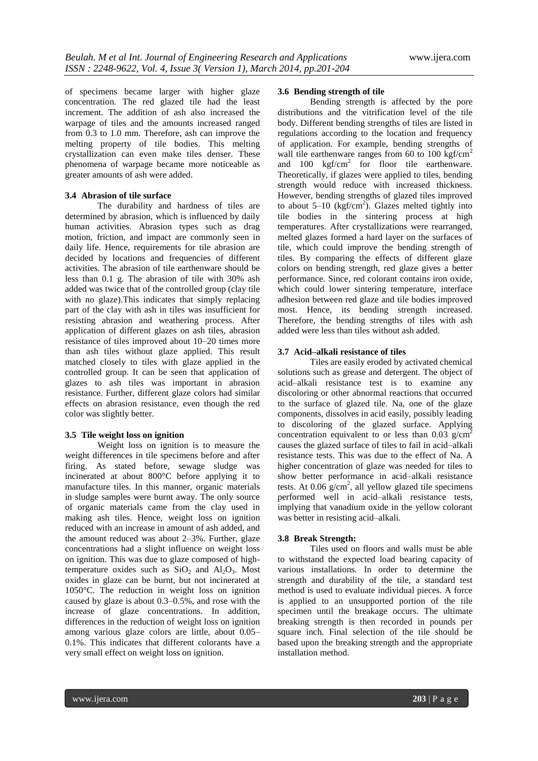of specimens became larger with higher glaze concentration. The red glazed tile had the least increment. The addition of ash also increased the warpage of tiles and the amounts increased ranged from 0.3 to 1.0 mm. Therefore, ash can improve the melting property of tile bodies. This melting crystallization can even make tiles denser. These phenomena of warpage became more noticeable as greater amounts of ash were added.

### 3.4 Abrasion of tile surface

The durability and hardness of tiles are determined by abrasion, which is influenced by daily human activities. Abrasion types such as drag motion, friction, and impact are commonly seen in daily life. Hence, requirements for tile abrasion are decided by locations and frequencies of different activities. The abrasion of tile earthenware should be less than 0.1 g. The abrasion of tile with 30% ash added was twice that of the controlled group (clay tile with no glaze).This indicates that simply replacing part of the clay with ash in tiles was insufficient for resisting abrasion and weathering process. After application of different glazes on ash tiles, abrasion resistance of tiles improved about 10–20 times more than ash tiles without glaze applied. This result matched closely to tiles with glaze applied in the controlled group. It can be seen that application of glazes to ash tiles was important in abrasion resistance. Further, different glaze colors had similar effects on abrasion resistance, even though the red color was slightly better.

### 3.5 Tile weight loss on ignition

Weight loss on ignition is to measure the weight differences in tile specimens before and after firing. As stated before, sewage sludge was incinerated at about 800°C before applying it to manufacture tiles. In this manner, organic materials in sludge samples were burnt away. The only source of organic materials came from the clay used in making ash tiles. Hence, weight loss on ignition reduced with an increase in amount of ash added, and the amount reduced was about 2–3%. Further, glaze concentrations had a slight influence on weight loss on ignition. This was due to glaze composed of high-temperature oxides such as $SiO_2$ and $Al_2O_3$. Most oxides in glaze can be burnt, but not incinerated at 1050°C. The reduction in weight loss on ignition caused by glaze is about 0.3–0.5%, and rose with the increase of glaze concentrations. In addition, differences in the reduction of weight loss on ignition among various glaze colors are little, about 0.05–0.1%. This indicates that different colorants have a very small effect on weight loss on ignition.

### 3.6 Bending strength of tile

Bending strength is affected by the pore distributions and the vitrification level of the tile body. Different bending strengths of tiles are listed in regulations according to the location and frequency of application. For example, bending strengths of wall tile earthenware ranges from 60 to 100 $kgf/cm^2$ and 100 $kgf/cm^2$ for floor tile earthenware. Theoretically, if glazes were applied to tiles, bending strength would reduce with increased thickness. However, bending strengths of glazed tiles improved to about 5–10 ($kgf/cm^2$). Glazes melted tightly into tile bodies in the sintering process at high temperatures. After crystallizations were rearranged, melted glazes formed a hard layer on the surfaces of tile, which could improve the bending strength of tiles. By comparing the effects of different glaze colors on bending strength, red glaze gives a better performance. Since, red colorant contains iron oxide, which could lower sintering temperature, interface adhesion between red glaze and tile bodies improved most. Hence, its bending strength increased. Therefore, the bending strengths of tiles with ash added were less than tiles without ash added.

### 3.7 Acid–alkali resistance of tiles

Tiles are easily eroded by activated chemical solutions such as grease and detergent. The object of acid–alkali resistance test is to examine any discoloring or other abnormal reactions that occurred to the surface of glazed tile. Na, one of the glaze components, dissolves in acid easily, possibly leading to discoloring of the glazed surface. Applying concentration equivalent to or less than 0.03 $g/cm^2$ causes the glazed surface of tiles to fail in acid–alkali resistance tests. This was due to the effect of Na. A higher concentration of glaze was needed for tiles to show better performance in acid–alkali resistance tests. At 0.06 $g/cm^2$, all yellow glazed tile specimens performed well in acid–alkali resistance tests, implying that vanadium oxide in the yellow colorant was better in resisting acid–alkali.

### 3.8 Break Strength:

Tiles used on floors and walls must be able to withstand the expected load bearing capacity of various installations. In order to determine the strength and durability of the tile, a standard test method is used to evaluate individual pieces. A force is applied to an unsupported portion of the tile specimen until the breakage occurs. The ultimate breaking strength is then recorded in pounds per square inch. Final selection of the tile should be based upon the breaking strength and the appropriate installation method.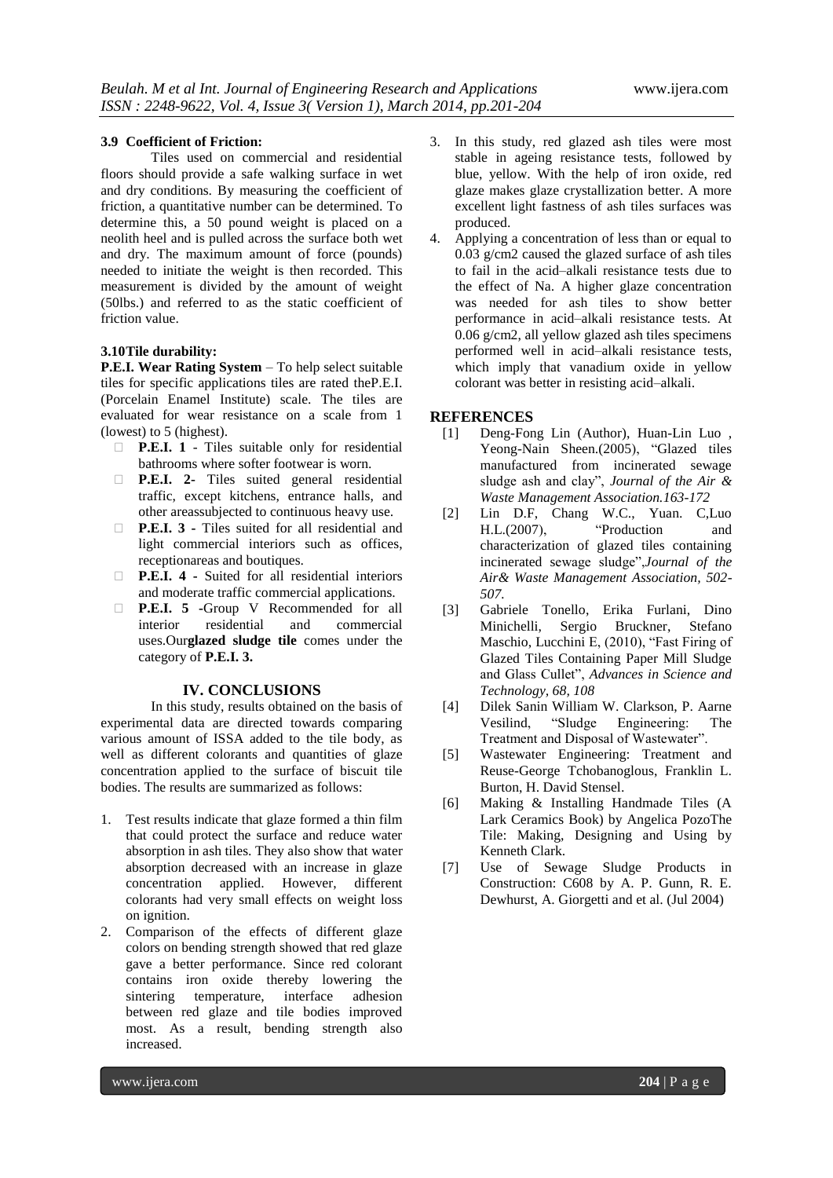### 3.9 Coefficient of Friction:

Tiles used on commercial and residential floors should provide a safe walking surface in wet and dry conditions. By measuring the coefficient of friction, a quantitative number can be determined. To determine this, a 50 pound weight is placed on a neolith heel and is pulled across the surface both wet and dry. The maximum amount of force (pounds) needed to initiate the weight is then recorded. This measurement is divided by the amount of weight (50lbs.) and referred to as the static coefficient of friction value.

### 3.10Tile durability:

**P.E.I. Wear Rating System** – To help select suitable tiles for specific applications tiles are rated theP.E.I. (Porcelain Enamel Institute) scale. The tiles are evaluated for wear resistance on a scale from 1 (lowest) to 5 (highest).

- **P.E.I. 1** - Tiles suitable only for residential bathrooms where softer footwear is worn.
- **P.E.I. 2**- Tiles suited general residential traffic, except kitchens, entrance halls, and other areassubjected to continuous heavy use.
- **P.E.I. 3** - Tiles suited for all residential and light commercial interiors such as offices, receptionareas and boutiques.
- **P.E.I. 4** - Suited for all residential interiors and moderate traffic commercial applications.
- **P.E.I. 5** -Group V Recommended for all interior residential and commercial uses.Our**glazed sludge tile** comes under the category of **P.E.I. 3.**

## IV. CONCLUSIONS

In this study, results obtained on the basis of experimental data are directed towards comparing various amount of ISSA added to the tile body, as well as different colorants and quantities of glaze concentration applied to the surface of biscuit tile bodies. The results are summarized as follows:

1. Test results indicate that glaze formed a thin film that could protect the surface and reduce water absorption in ash tiles. They also show that water absorption decreased with an increase in glaze concentration applied. However, different colorants had very small effects on weight loss on ignition.
2. Comparison of the effects of different glaze colors on bending strength showed that red glaze gave a better performance. Since red colorant contains iron oxide thereby lowering the sintering temperature, interface adhesion between red glaze and tile bodies improved most. As a result, bending strength also increased.
3. In this study, red glazed ash tiles were most stable in ageing resistance tests, followed by blue, yellow. With the help of iron oxide, red glaze makes glaze crystallization better. A more excellent light fastness of ash tiles surfaces was produced.
4. Applying a concentration of less than or equal to 0.03 g/cm2 caused the glazed surface of ash tiles to fail in the acid–alkali resistance tests due to the effect of Na. A higher glaze concentration was needed for ash tiles to show better performance in acid–alkali resistance tests. At 0.06 g/cm2, all yellow glazed ash tiles specimens performed well in acid–alkali resistance tests, which imply that vanadium oxide in yellow colorant was better in resisting acid–alkali.

## REFERENCES

[1] Deng-Fong Lin (Author), Huan-Lin Luo , Yeong-Nain Sheen.(2005), "Glazed tiles manufactured from incinerated sewage sludge ash and clay", *Journal of the Air & Waste Management Association.163-172*

[2] Lin D.F, Chang W.C., Yuan. C,Luo H.L.(2007), "Production and characterization of glazed tiles containing incinerated sewage sludge",*Journal of the Air& Waste Management Association, 502-507.*

[3] Gabriele Tonello, Erika Furlani, Dino Minichelli, Sergio Bruckner, Stefano Maschio, Lucchini E, (2010), "Fast Firing of Glazed Tiles Containing Paper Mill Sludge and Glass Cullet", *Advances in Science and Technology, 68, 108*

[4] Dilek Sanin William W. Clarkson, P. Aarne Vesilind, "Sludge Engineering: The Treatment and Disposal of Wastewater".

[5] Wastewater Engineering: Treatment and Reuse-George Tchobanoglous, Franklin L. Burton, H. David Stensel.

[6] Making & Installing Handmade Tiles (A Lark Ceramics Book) by Angelica PozoThe Tile: Making, Designing and Using by Kenneth Clark.

[7] Use of Sewage Sludge Products in Construction: C608 by A. P. Gunn, R. E. Dewhurst, A. Giorgetti and et al. (Jul 2004)